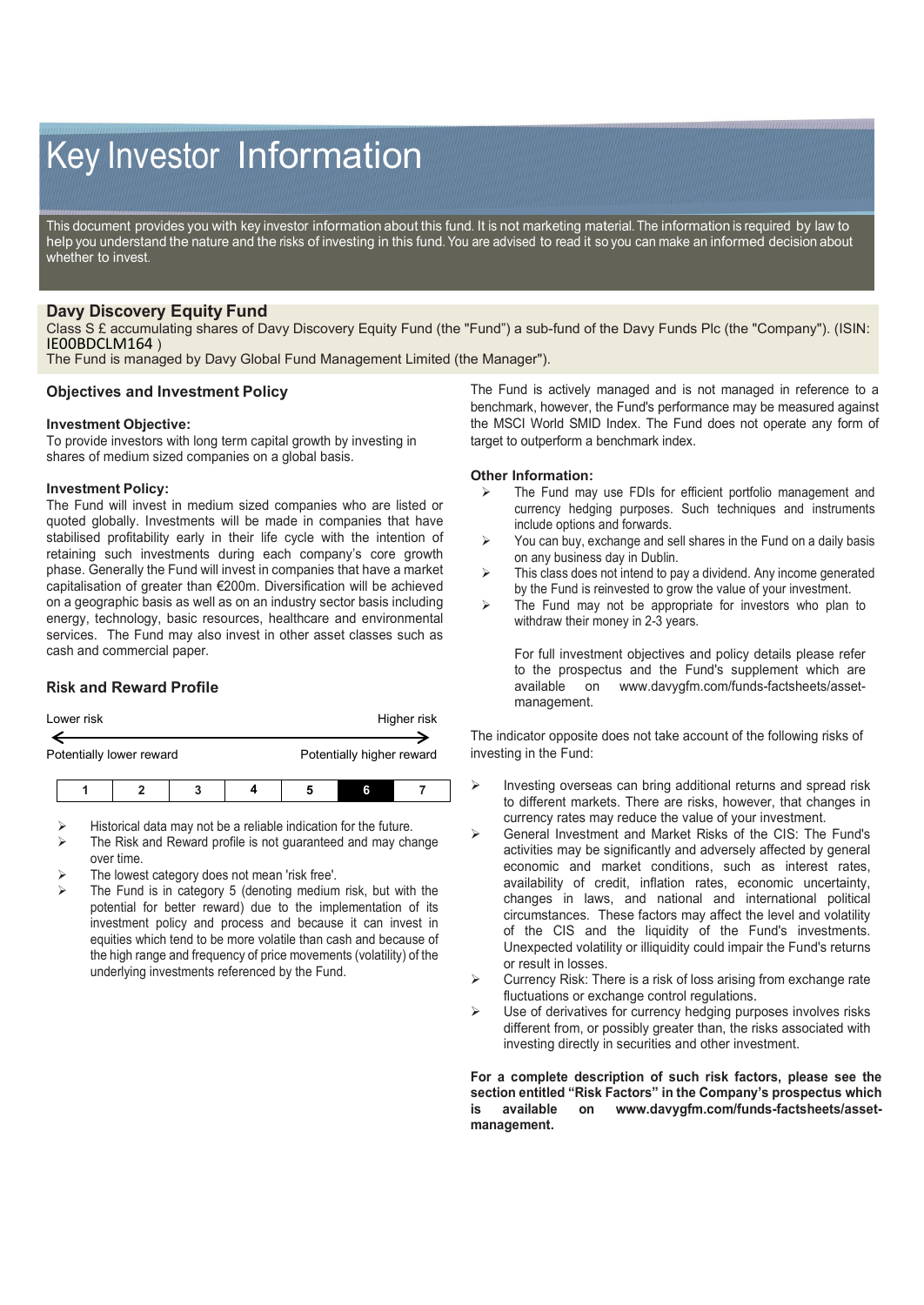# Key Investor Information

This document provides you with key investor information about this fund. It is not marketing material. The information is required by law to help you understand the nature and the risks of investing in this fund. You are advised to read it so you can make an informed decision about whether to invest.

## Davy Discovery Equity Fund

Class S £ accumulating shares of Davy Discovery Equity Fund (the "Fund") a sub-fund of the Davy Funds Plc (the "Company"). (ISIN: IE00BDCLM164 )
The Fund is managed by Davy Global Fund Management Limited (the Manager").

### Objectives and Investment Policy

**Investment Objective:**
To provide investors with long term capital growth by investing in shares of medium sized companies on a global basis.

**Investment Policy:**
The Fund will invest in medium sized companies who are listed or quoted globally. Investments will be made in companies that have stabilised profitability early in their life cycle with the intention of retaining such investments during each company's core growth phase. Generally the Fund will invest in companies that have a market capitalisation of greater than €200m. Diversification will be achieved on a geographic basis as well as on an industry sector basis including energy, technology, basic resources, healthcare and environmental services. The Fund may also invest in other asset classes such as cash and commercial paper.

The Fund is actively managed and is not managed in reference to a benchmark, however, the Fund's performance may be measured against the MSCI World SMID Index. The Fund does not operate any form of target to outperform a benchmark index.

**Other Information:**

- The Fund may use FDIs for efficient portfolio management and currency hedging purposes. Such techniques and instruments include options and forwards.
- You can buy, exchange and sell shares in the Fund on a daily basis on any business day in Dublin.
- This class does not intend to pay a dividend. Any income generated by the Fund is reinvested to grow the value of your investment.
- The Fund may not be appropriate for investors who plan to withdraw their money in 2-3 years.

For full investment objectives and policy details please refer to the prospectus and the Fund's supplement which are available on www.davygfm.com/funds-factsheets/asset-management.

### Risk and Reward Profile

| Lower risk | | | | | | Higher risk |
|---|---|---|---|---|---|---|
| Potentially lower reward | | | | | | Potentially higher reward |
| 1 | 2 | 3 | 4 | 5 | **6** | 7 |

- Historical data may not be a reliable indication for the future.
- The Risk and Reward profile is not guaranteed and may change over time.
- The lowest category does not mean 'risk free'.
- The Fund is in category 5 (denoting medium risk, but with the potential for better reward) due to the implementation of its investment policy and process and because it can invest in equities which tend to be more volatile than cash and because of the high range and frequency of price movements (volatility) of the underlying investments referenced by the Fund.

The indicator opposite does not take account of the following risks of investing in the Fund:

- Investing overseas can bring additional returns and spread risk to different markets. There are risks, however, that changes in currency rates may reduce the value of your investment.
- General Investment and Market Risks of the CIS: The Fund's activities may be significantly and adversely affected by general economic and market conditions, such as interest rates, availability of credit, inflation rates, economic uncertainty, changes in laws, and national and international political circumstances. These factors may affect the level and volatility of the CIS and the liquidity of the Fund's investments. Unexpected volatility or illiquidity could impair the Fund's returns or result in losses.
- Currency Risk: There is a risk of loss arising from exchange rate fluctuations or exchange control regulations.
- Use of derivatives for currency hedging purposes involves risks different from, or possibly greater than, the risks associated with investing directly in securities and other investment.

**For a complete description of such risk factors, please see the section entitled "Risk Factors" in the Company's prospectus which is available on www.davygfm.com/funds-factsheets/asset-management.**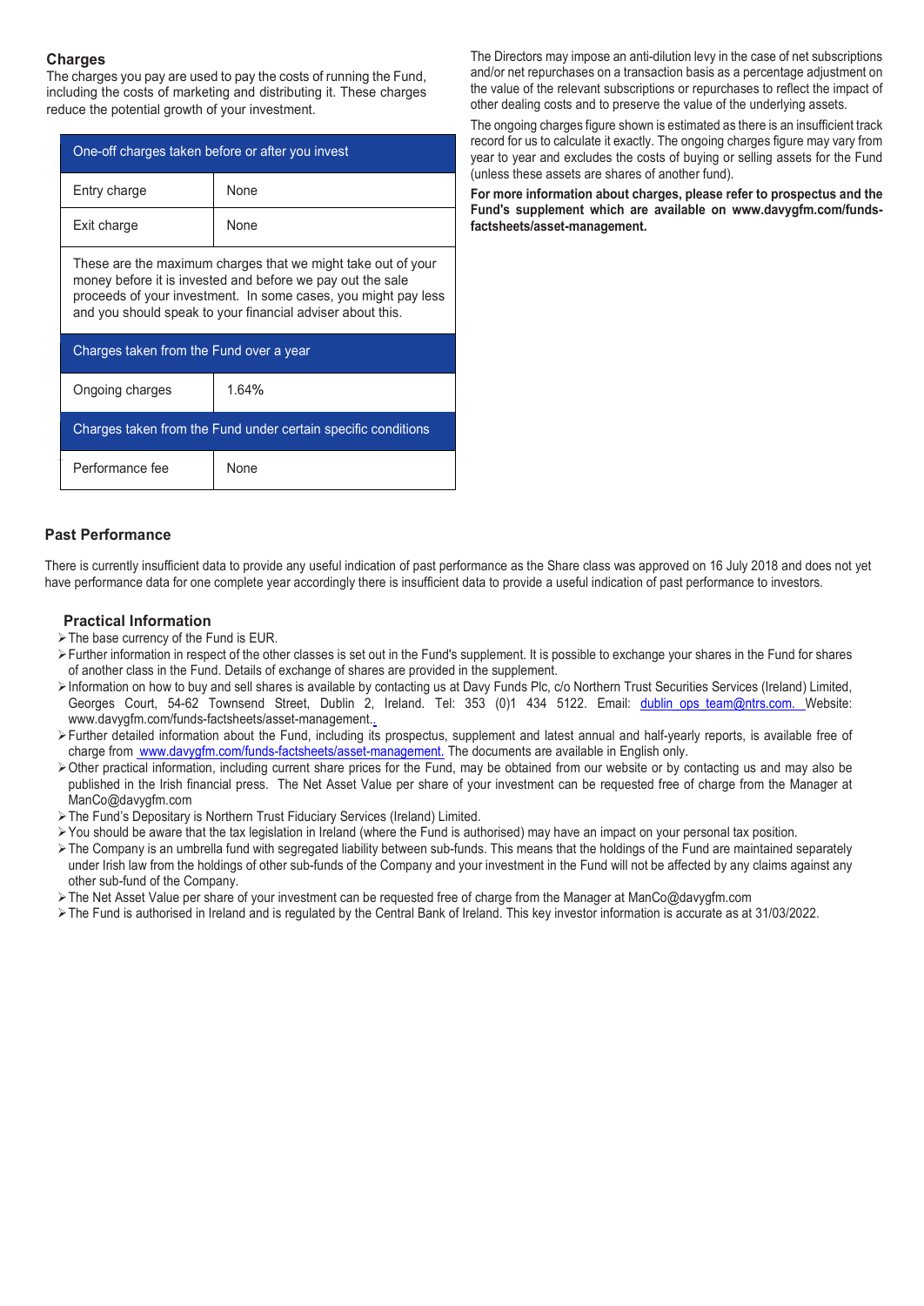## Charges

The charges you pay are used to pay the costs of running the Fund, including the costs of marketing and distributing it. These charges reduce the potential growth of your investment.

| One-off charges taken before or after you invest | |
|---|---|
| Entry charge | None |
| Exit charge | None |
| These are the maximum charges that we might take out of your money before it is invested and before we pay out the sale proceeds of your investment. In some cases, you might pay less and you should speak to your financial adviser about this. | |
| **Charges taken from the Fund over a year** | |
| Ongoing charges | 1.64% |
| **Charges taken from the Fund under certain specific conditions** | |
| Performance fee | None |

The Directors may impose an anti-dilution levy in the case of net subscriptions and/or net repurchases on a transaction basis as a percentage adjustment on the value of the relevant subscriptions or repurchases to reflect the impact of other dealing costs and to preserve the value of the underlying assets.

The ongoing charges figure shown is estimated as there is an insufficient track record for us to calculate it exactly. The ongoing charges figure may vary from year to year and excludes the costs of buying or selling assets for the Fund (unless these assets are shares of another fund).

**For more information about charges, please refer to prospectus and the Fund's supplement which are available on www.davygfm.com/funds-factsheets/asset-management.**

## Past Performance

There is currently insufficient data to provide any useful indication of past performance as the Share class was approved on 16 July 2018 and does not yet have performance data for one complete year accordingly there is insufficient data to provide a useful indication of past performance to investors.

## Practical Information

- The base currency of the Fund is EUR.
- Further information in respect of the other classes is set out in the Fund's supplement. It is possible to exchange your shares in the Fund for shares of another class in the Fund. Details of exchange of shares are provided in the supplement.
- Information on how to buy and sell shares is available by contacting us at Davy Funds Plc, c/o Northern Trust Securities Services (Ireland) Limited, Georges Court, 54-62 Townsend Street, Dublin 2, Ireland. Tel: 353 (0)1 434 5122. Email: dublin_ops_team@ntrs.com. Website: www.davygfm.com/funds-factsheets/asset-management.
- Further detailed information about the Fund, including its prospectus, supplement and latest annual and half-yearly reports, is available free of charge from www.davygfm.com/funds-factsheets/asset-management. The documents are available in English only.
- Other practical information, including current share prices for the Fund, may be obtained from our website or by contacting us and may also be published in the Irish financial press. The Net Asset Value per share of your investment can be requested free of charge from the Manager at ManCo@davygfm.com
- The Fund's Depositary is Northern Trust Fiduciary Services (Ireland) Limited.
- You should be aware that the tax legislation in Ireland (where the Fund is authorised) may have an impact on your personal tax position.
- The Company is an umbrella fund with segregated liability between sub-funds. This means that the holdings of the Fund are maintained separately under Irish law from the holdings of other sub-funds of the Company and your investment in the Fund will not be affected by any claims against any other sub-fund of the Company.
- The Net Asset Value per share of your investment can be requested free of charge from the Manager at ManCo@davygfm.com
- The Fund is authorised in Ireland and is regulated by the Central Bank of Ireland. This key investor information is accurate as at 31/03/2022.